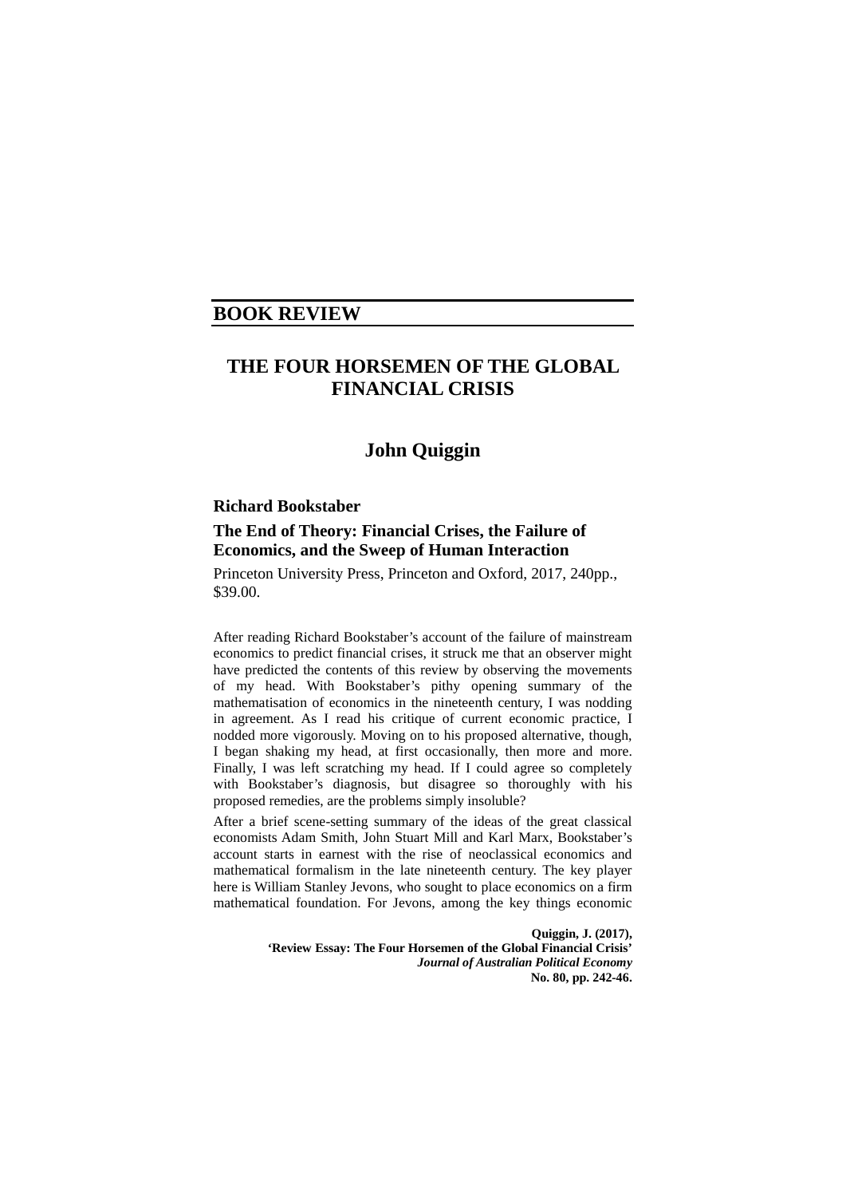## BOOK REVIEW

# THE FOUR HORSEMEN OF THE GLOBAL FINANCIAL CRISIS

## John Quiggin

**Richard Bookstaber**

**The End of Theory: Financial Crises, the Failure of Economics, and the Sweep of Human Interaction**

Princeton University Press, Princeton and Oxford, 2017, 240pp., $39.00.

After reading Richard Bookstaber's account of the failure of mainstream economics to predict financial crises, it struck me that an observer might have predicted the contents of this review by observing the movements of my head. With Bookstaber's pithy opening summary of the mathematisation of economics in the nineteenth century, I was nodding in agreement. As I read his critique of current economic practice, I nodded more vigorously. Moving on to his proposed alternative, though, I began shaking my head, at first occasionally, then more and more. Finally, I was left scratching my head. If I could agree so completely with Bookstaber's diagnosis, but disagree so thoroughly with his proposed remedies, are the problems simply insoluble?

After a brief scene-setting summary of the ideas of the great classical economists Adam Smith, John Stuart Mill and Karl Marx, Bookstaber's account starts in earnest with the rise of neoclassical economics and mathematical formalism in the late nineteenth century. The key player here is William Stanley Jevons, who sought to place economics on a firm mathematical foundation. For Jevons, among the key things economic

**Quiggin, J. (2017), 'Review Essay: The Four Horsemen of the Global Financial Crisis' *Journal of Australian Political Economy* No. 80, pp. 242-46.**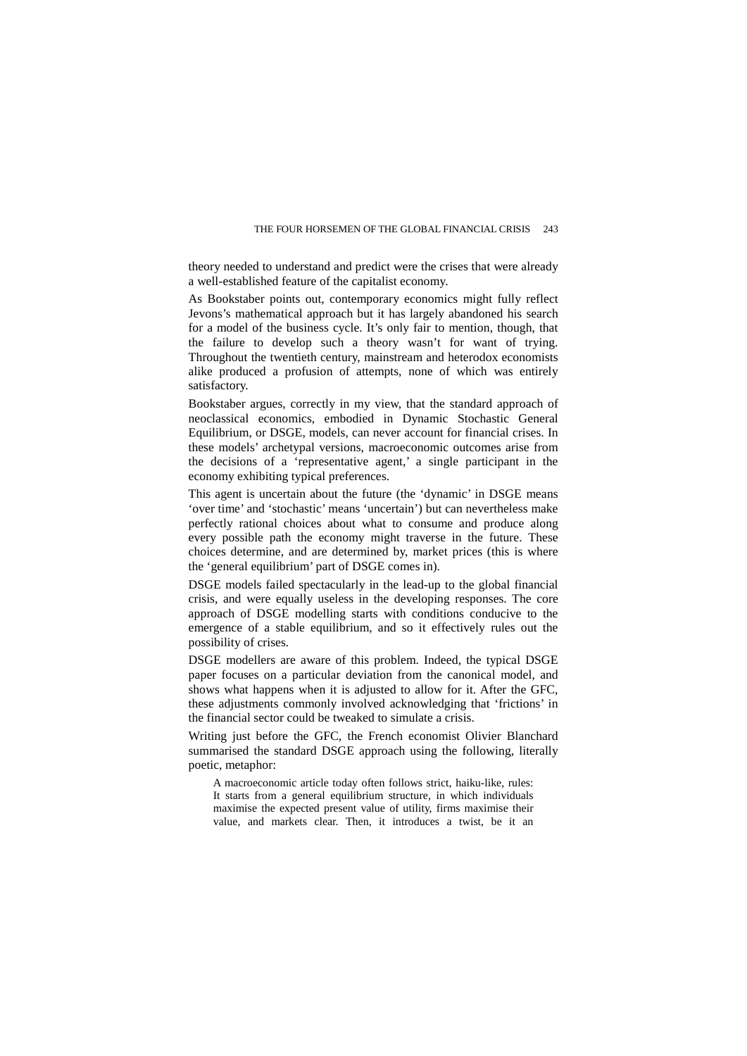theory needed to understand and predict were the crises that were already a well-established feature of the capitalist economy.

As Bookstaber points out, contemporary economics might fully reflect Jevons's mathematical approach but it has largely abandoned his search for a model of the business cycle. It's only fair to mention, though, that the failure to develop such a theory wasn't for want of trying. Throughout the twentieth century, mainstream and heterodox economists alike produced a profusion of attempts, none of which was entirely satisfactory.

Bookstaber argues, correctly in my view, that the standard approach of neoclassical economics, embodied in Dynamic Stochastic General Equilibrium, or DSGE, models, can never account for financial crises. In these models' archetypal versions, macroeconomic outcomes arise from the decisions of a 'representative agent,' a single participant in the economy exhibiting typical preferences.

This agent is uncertain about the future (the 'dynamic' in DSGE means 'over time' and 'stochastic' means 'uncertain') but can nevertheless make perfectly rational choices about what to consume and produce along every possible path the economy might traverse in the future. These choices determine, and are determined by, market prices (this is where the 'general equilibrium' part of DSGE comes in).

DSGE models failed spectacularly in the lead-up to the global financial crisis, and were equally useless in the developing responses. The core approach of DSGE modelling starts with conditions conducive to the emergence of a stable equilibrium, and so it effectively rules out the possibility of crises.

DSGE modellers are aware of this problem. Indeed, the typical DSGE paper focuses on a particular deviation from the canonical model, and shows what happens when it is adjusted to allow for it. After the GFC, these adjustments commonly involved acknowledging that 'frictions' in the financial sector could be tweaked to simulate a crisis.

Writing just before the GFC, the French economist Olivier Blanchard summarised the standard DSGE approach using the following, literally poetic, metaphor:

> A macroeconomic article today often follows strict, haiku-like, rules: It starts from a general equilibrium structure, in which individuals maximise the expected present value of utility, firms maximise their value, and markets clear. Then, it introduces a twist, be it an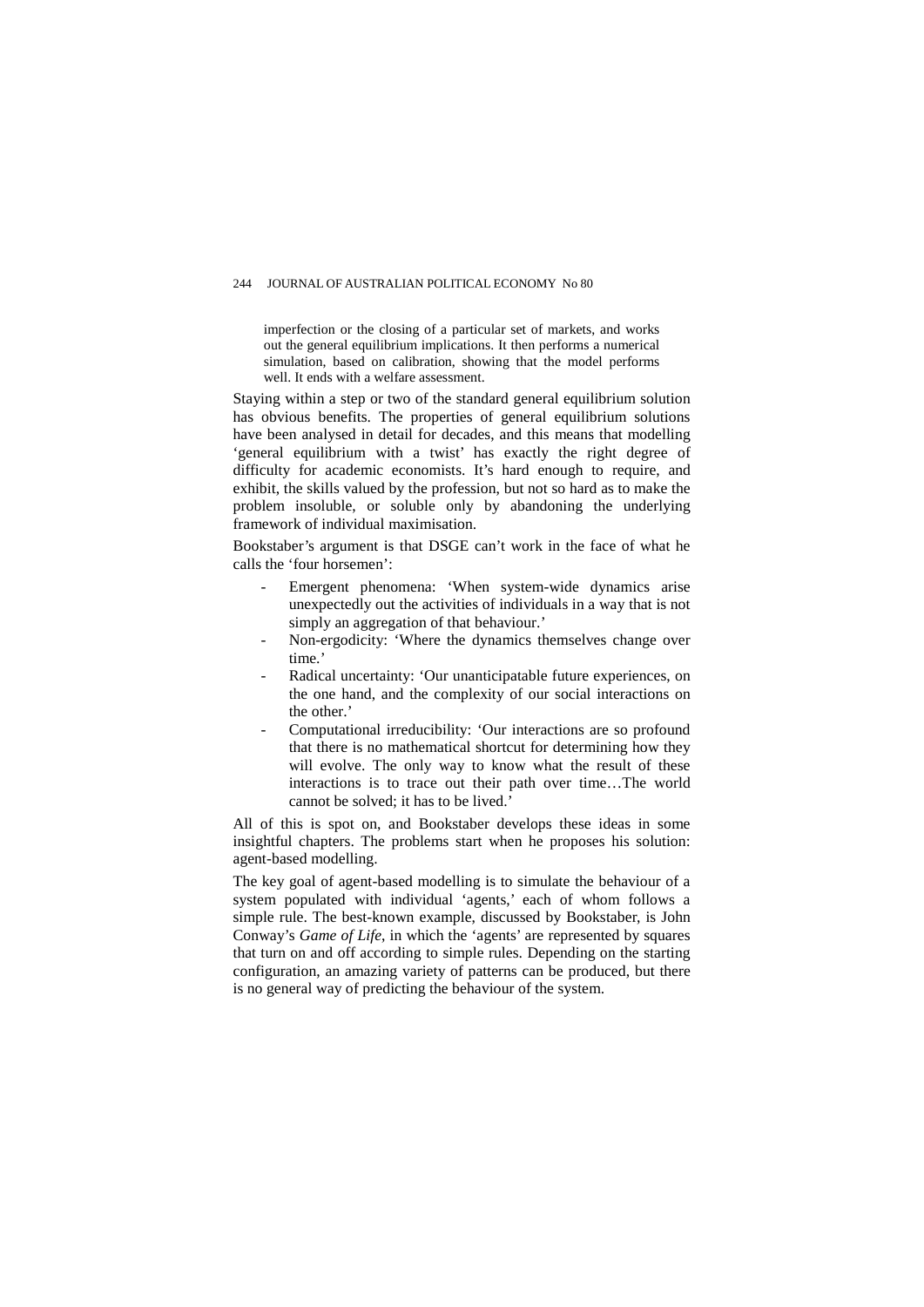> imperfection or the closing of a particular set of markets, and works out the general equilibrium implications. It then performs a numerical simulation, based on calibration, showing that the model performs well. It ends with a welfare assessment.

Staying within a step or two of the standard general equilibrium solution has obvious benefits. The properties of general equilibrium solutions have been analysed in detail for decades, and this means that modelling 'general equilibrium with a twist' has exactly the right degree of difficulty for academic economists. It's hard enough to require, and exhibit, the skills valued by the profession, but not so hard as to make the problem insoluble, or soluble only by abandoning the underlying framework of individual maximisation.

Bookstaber's argument is that DSGE can't work in the face of what he calls the 'four horsemen':

- Emergent phenomena: 'When system-wide dynamics arise unexpectedly out the activities of individuals in a way that is not simply an aggregation of that behaviour.'
- Non-ergodicity: 'Where the dynamics themselves change over time.'
- Radical uncertainty: 'Our unanticipatable future experiences, on the one hand, and the complexity of our social interactions on the other.'
- Computational irreducibility: 'Our interactions are so profound that there is no mathematical shortcut for determining how they will evolve. The only way to know what the result of these interactions is to trace out their path over time…The world cannot be solved; it has to be lived.'

All of this is spot on, and Bookstaber develops these ideas in some insightful chapters. The problems start when he proposes his solution: agent-based modelling.

The key goal of agent-based modelling is to simulate the behaviour of a system populated with individual 'agents,' each of whom follows a simple rule. The best-known example, discussed by Bookstaber, is John Conway's *Game of Life*, in which the 'agents' are represented by squares that turn on and off according to simple rules. Depending on the starting configuration, an amazing variety of patterns can be produced, but there is no general way of predicting the behaviour of the system.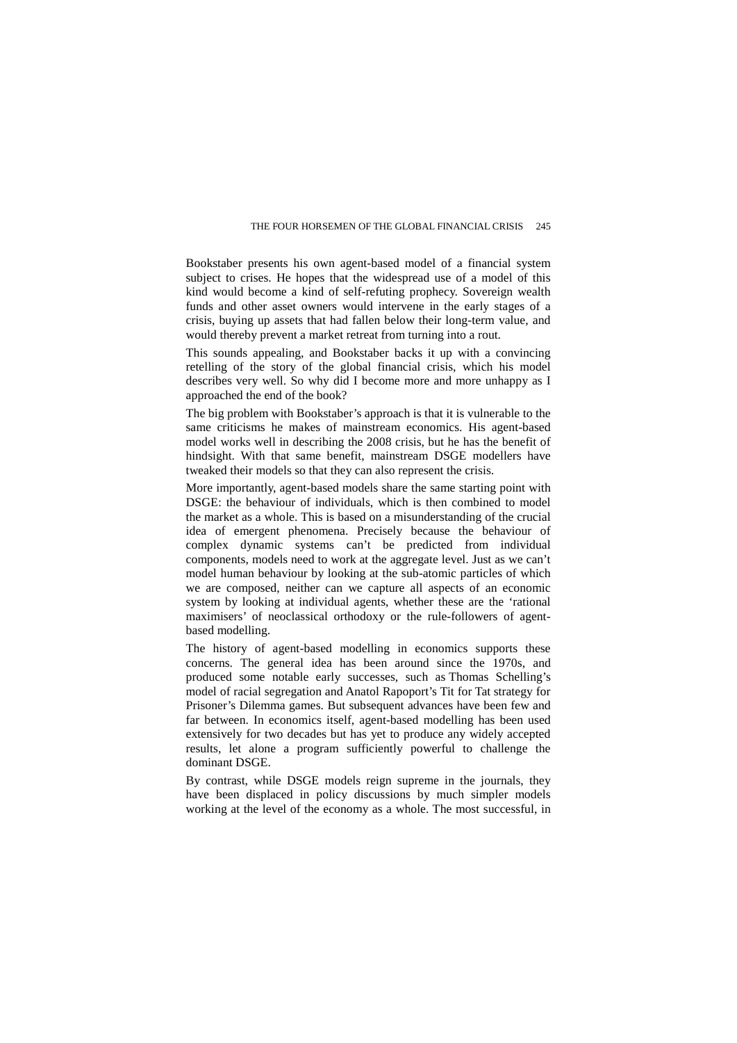Bookstaber presents his own agent-based model of a financial system subject to crises. He hopes that the widespread use of a model of this kind would become a kind of self-refuting prophecy. Sovereign wealth funds and other asset owners would intervene in the early stages of a crisis, buying up assets that had fallen below their long-term value, and would thereby prevent a market retreat from turning into a rout.

This sounds appealing, and Bookstaber backs it up with a convincing retelling of the story of the global financial crisis, which his model describes very well. So why did I become more and more unhappy as I approached the end of the book?

The big problem with Bookstaber's approach is that it is vulnerable to the same criticisms he makes of mainstream economics. His agent-based model works well in describing the 2008 crisis, but he has the benefit of hindsight. With that same benefit, mainstream DSGE modellers have tweaked their models so that they can also represent the crisis.

More importantly, agent-based models share the same starting point with DSGE: the behaviour of individuals, which is then combined to model the market as a whole. This is based on a misunderstanding of the crucial idea of emergent phenomena. Precisely because the behaviour of complex dynamic systems can't be predicted from individual components, models need to work at the aggregate level. Just as we can't model human behaviour by looking at the sub-atomic particles of which we are composed, neither can we capture all aspects of an economic system by looking at individual agents, whether these are the 'rational maximisers' of neoclassical orthodoxy or the rule-followers of agent-based modelling.

The history of agent-based modelling in economics supports these concerns. The general idea has been around since the 1970s, and produced some notable early successes, such as Thomas Schelling's model of racial segregation and Anatol Rapoport's Tit for Tat strategy for Prisoner's Dilemma games. But subsequent advances have been few and far between. In economics itself, agent-based modelling has been used extensively for two decades but has yet to produce any widely accepted results, let alone a program sufficiently powerful to challenge the dominant DSGE.

By contrast, while DSGE models reign supreme in the journals, they have been displaced in policy discussions by much simpler models working at the level of the economy as a whole. The most successful, in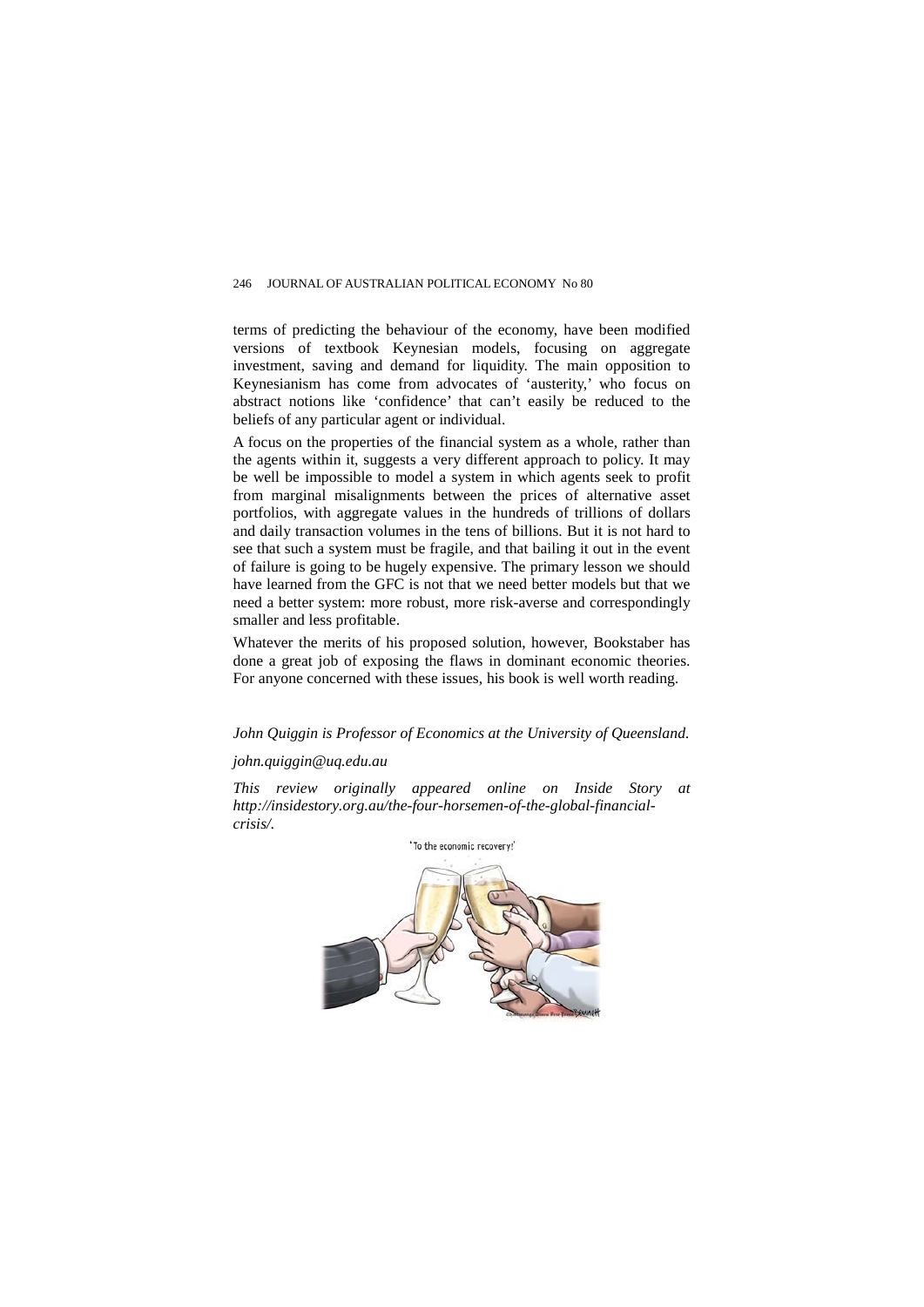terms of predicting the behaviour of the economy, have been modified versions of textbook Keynesian models, focusing on aggregate investment, saving and demand for liquidity. The main opposition to Keynesianism has come from advocates of 'austerity,' who focus on abstract notions like 'confidence' that can't easily be reduced to the beliefs of any particular agent or individual.

A focus on the properties of the financial system as a whole, rather than the agents within it, suggests a very different approach to policy. It may be well be impossible to model a system in which agents seek to profit from marginal misalignments between the prices of alternative asset portfolios, with aggregate values in the hundreds of trillions of dollars and daily transaction volumes in the tens of billions. But it is not hard to see that such a system must be fragile, and that bailing it out in the event of failure is going to be hugely expensive. The primary lesson we should have learned from the GFC is not that we need better models but that we need a better system: more robust, more risk-averse and correspondingly smaller and less profitable.

Whatever the merits of his proposed solution, however, Bookstaber has done a great job of exposing the flaws in dominant economic theories. For anyone concerned with these issues, his book is well worth reading.

*John Quiggin is Professor of Economics at the University of Queensland.*

*john.quiggin@uq.edu.au*

*This review originally appeared online on Inside Story at http://insidestory.org.au/the-four-horsemen-of-the-global-financial-crisis/.*

'To the economic recovery!'